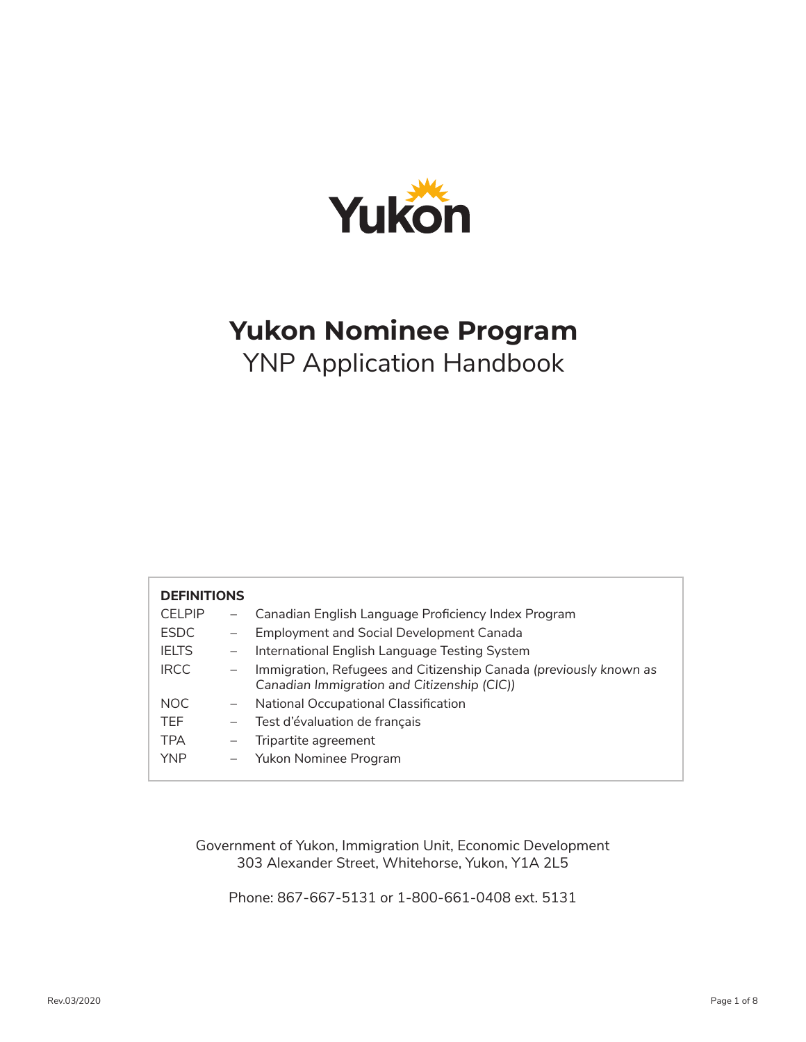Yukon

# Yukon Nominee Program

## YNP Application Handbook

**DEFINITIONS**

| | | |
|---|---|---|
| CELPIP | – | Canadian English Language Proficiency Index Program |
| ESDC | – | Employment and Social Development Canada |
| IELTS | – | International English Language Testing System |
| IRCC | – | Immigration, Refugees and Citizenship Canada *(previously known as Canadian Immigration and Citizenship (CIC))* |
| NOC | – | National Occupational Classification |
| TEF | – | Test d'évaluation de français |
| TPA | – | Tripartite agreement |
| YNP | – | Yukon Nominee Program |

Government of Yukon, Immigration Unit, Economic Development
303 Alexander Street, Whitehorse, Yukon, Y1A 2L5

Phone: 867-667-5131 or 1-800-661-0408 ext. 5131

Rev.03/2020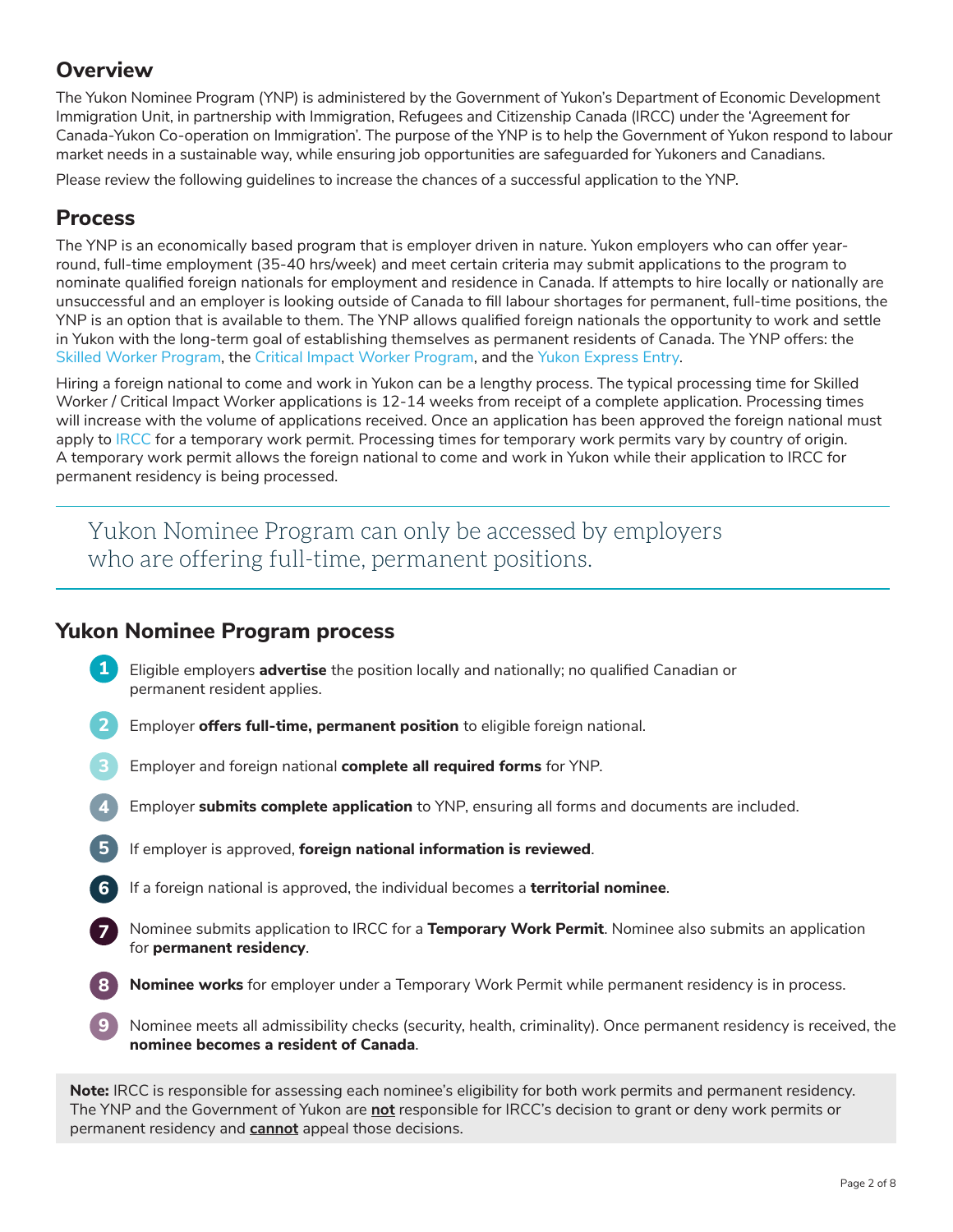## Overview

The Yukon Nominee Program (YNP) is administered by the Government of Yukon's Department of Economic Development Immigration Unit, in partnership with Immigration, Refugees and Citizenship Canada (IRCC) under the 'Agreement for Canada-Yukon Co-operation on Immigration'. The purpose of the YNP is to help the Government of Yukon respond to labour market needs in a sustainable way, while ensuring job opportunities are safeguarded for Yukoners and Canadians.

Please review the following guidelines to increase the chances of a successful application to the YNP.

## Process

The YNP is an economically based program that is employer driven in nature. Yukon employers who can offer year-round, full-time employment (35-40 hrs/week) and meet certain criteria may submit applications to the program to nominate qualified foreign nationals for employment and residence in Canada. If attempts to hire locally or nationally are unsuccessful and an employer is looking outside of Canada to fill labour shortages for permanent, full-time positions, the YNP is an option that is available to them. The YNP allows qualified foreign nationals the opportunity to work and settle in Yukon with the long-term goal of establishing themselves as permanent residents of Canada. The YNP offers: the Skilled Worker Program, the Critical Impact Worker Program, and the Yukon Express Entry.

Hiring a foreign national to come and work in Yukon can be a lengthy process. The typical processing time for Skilled Worker / Critical Impact Worker applications is 12-14 weeks from receipt of a complete application. Processing times will increase with the volume of applications received. Once an application has been approved the foreign national must apply to IRCC for a temporary work permit. Processing times for temporary work permits vary by country of origin. A temporary work permit allows the foreign national to come and work in Yukon while their application to IRCC for permanent residency is being processed.

> Yukon Nominee Program can only be accessed by employers who are offering full-time, permanent positions.

## Yukon Nominee Program process

1. Eligible employers **advertise** the position locally and nationally; no qualified Canadian or permanent resident applies.
2. Employer **offers full-time, permanent position** to eligible foreign national.
3. Employer and foreign national **complete all required forms** for YNP.
4. Employer **submits complete application** to YNP, ensuring all forms and documents are included.
5. If employer is approved, **foreign national information is reviewed**.
6. If a foreign national is approved, the individual becomes a **territorial nominee**.
7. Nominee submits application to IRCC for a **Temporary Work Permit**. Nominee also submits an application for **permanent residency**.
8. **Nominee works** for employer under a Temporary Work Permit while permanent residency is in process.
9. Nominee meets all admissibility checks (security, health, criminality). Once permanent residency is received, the **nominee becomes a resident of Canada**.

**Note:** IRCC is responsible for assessing each nominee's eligibility for both work permits and permanent residency. The YNP and the Government of Yukon are **not** responsible for IRCC's decision to grant or deny work permits or permanent residency and **cannot** appeal those decisions.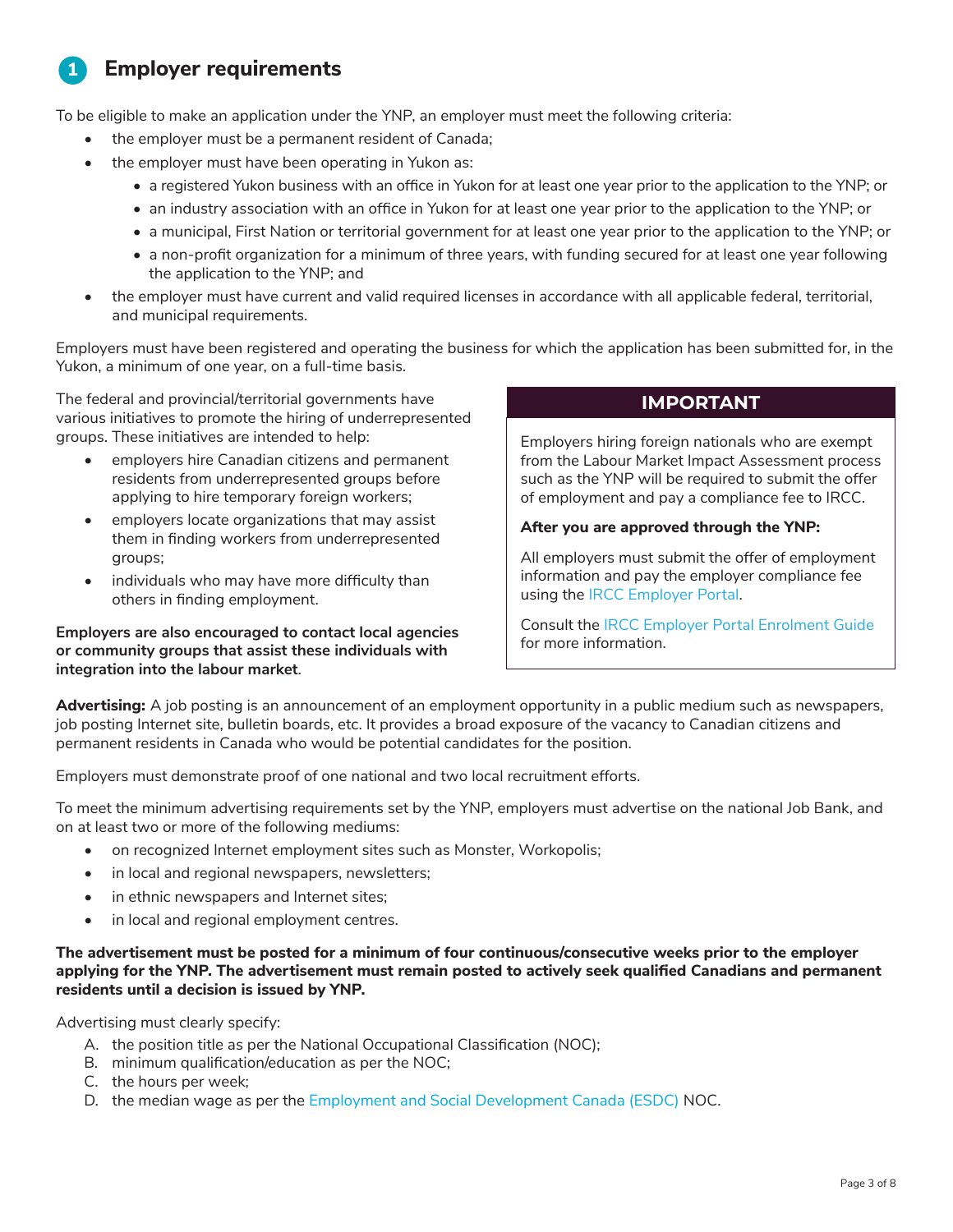## 1 Employer requirements

To be eligible to make an application under the YNP, an employer must meet the following criteria:

- the employer must be a permanent resident of Canada;
- the employer must have been operating in Yukon as:
  - a registered Yukon business with an office in Yukon for at least one year prior to the application to the YNP; or
  - an industry association with an office in Yukon for at least one year prior to the application to the YNP; or
  - a municipal, First Nation or territorial government for at least one year prior to the application to the YNP; or
  - a non-profit organization for a minimum of three years, with funding secured for at least one year following the application to the YNP; and
- the employer must have current and valid required licenses in accordance with all applicable federal, territorial, and municipal requirements.

Employers must have been registered and operating the business for which the application has been submitted for, in the Yukon, a minimum of one year, on a full-time basis.

The federal and provincial/territorial governments have various initiatives to promote the hiring of underrepresented groups. These initiatives are intended to help:

- employers hire Canadian citizens and permanent residents from underrepresented groups before applying to hire temporary foreign workers;
- employers locate organizations that may assist them in finding workers from underrepresented groups;
- individuals who may have more difficulty than others in finding employment.

**Employers are also encouraged to contact local agencies or community groups that assist these individuals with integration into the labour market**.

> **IMPORTANT**
>
> Employers hiring foreign nationals who are exempt from the Labour Market Impact Assessment process such as the YNP will be required to submit the offer of employment and pay a compliance fee to IRCC.
>
> **After you are approved through the YNP:**
>
> All employers must submit the offer of employment information and pay the employer compliance fee using the IRCC Employer Portal.
>
> Consult the IRCC Employer Portal Enrolment Guide for more information.

**Advertising:** A job posting is an announcement of an employment opportunity in a public medium such as newspapers, job posting Internet site, bulletin boards, etc. It provides a broad exposure of the vacancy to Canadian citizens and permanent residents in Canada who would be potential candidates for the position.

Employers must demonstrate proof of one national and two local recruitment efforts.

To meet the minimum advertising requirements set by the YNP, employers must advertise on the national Job Bank, and on at least two or more of the following mediums:

- on recognized Internet employment sites such as Monster, Workopolis;
- in local and regional newspapers, newsletters;
- in ethnic newspapers and Internet sites;
- in local and regional employment centres.

**The advertisement must be posted for a minimum of four continuous/consecutive weeks prior to the employer applying for the YNP. The advertisement must remain posted to actively seek qualified Canadians and permanent residents until a decision is issued by YNP.**

Advertising must clearly specify:

A. the position title as per the National Occupational Classification (NOC);
B. minimum qualification/education as per the NOC;
C. the hours per week;
D. the median wage as per the Employment and Social Development Canada (ESDC) NOC.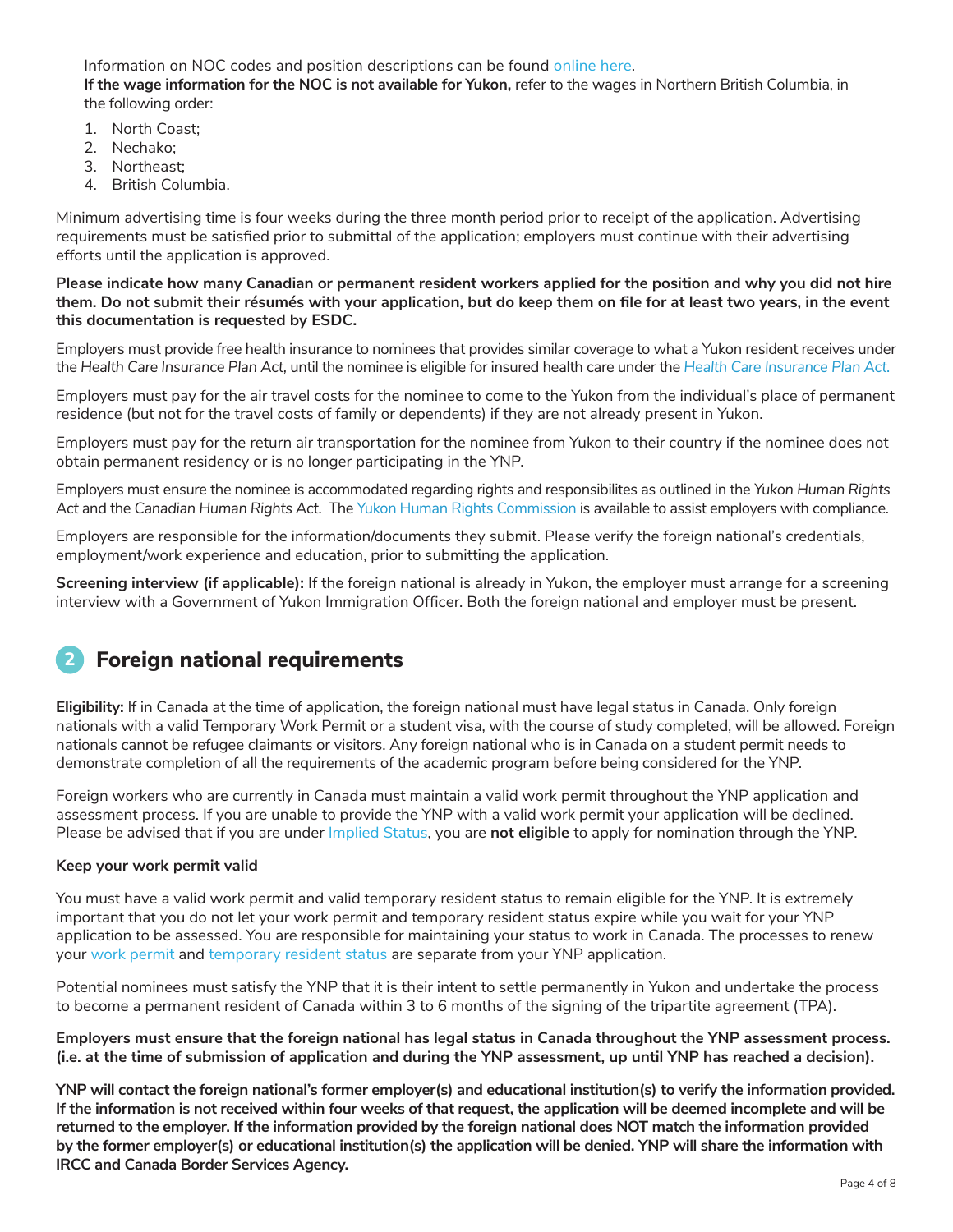Information on NOC codes and position descriptions can be found online here.
**If the wage information for the NOC is not available for Yukon,** refer to the wages in Northern British Columbia, in the following order:

1. North Coast;
2. Nechako;
3. Northeast;
4. British Columbia.

Minimum advertising time is four weeks during the three month period prior to receipt of the application. Advertising requirements must be satisfied prior to submittal of the application; employers must continue with their advertising efforts until the application is approved.

**Please indicate how many Canadian or permanent resident workers applied for the position and why you did not hire them. Do not submit their résumés with your application, but do keep them on file for at least two years, in the event this documentation is requested by ESDC.**

Employers must provide free health insurance to nominees that provides similar coverage to what a Yukon resident receives under the *Health Care Insurance Plan Act*, until the nominee is eligible for insured health care under the *Health Care Insurance Plan Act.*

Employers must pay for the air travel costs for the nominee to come to the Yukon from the individual's place of permanent residence (but not for the travel costs of family or dependents) if they are not already present in Yukon.

Employers must pay for the return air transportation for the nominee from Yukon to their country if the nominee does not obtain permanent residency or is no longer participating in the YNP.

Employers must ensure the nominee is accommodated regarding rights and responsibilites as outlined in the *Yukon Human Rights Act* and the *Canadian Human Rights Act*. The Yukon Human Rights Commission is available to assist employers with compliance.

Employers are responsible for the information/documents they submit. Please verify the foreign national's credentials, employment/work experience and education, prior to submitting the application.

**Screening interview (if applicable):** If the foreign national is already in Yukon, the employer must arrange for a screening interview with a Government of Yukon Immigration Officer. Both the foreign national and employer must be present.

## 2 Foreign national requirements

**Eligibility:** If in Canada at the time of application, the foreign national must have legal status in Canada. Only foreign nationals with a valid Temporary Work Permit or a student visa, with the course of study completed, will be allowed. Foreign nationals cannot be refugee claimants or visitors. Any foreign national who is in Canada on a student permit needs to demonstrate completion of all the requirements of the academic program before being considered for the YNP.

Foreign workers who are currently in Canada must maintain a valid work permit throughout the YNP application and assessment process. If you are unable to provide the YNP with a valid work permit your application will be declined. Please be advised that if you are under Implied Status, you are **not eligible** to apply for nomination through the YNP.

**Keep your work permit valid**

You must have a valid work permit and valid temporary resident status to remain eligible for the YNP. It is extremely important that you do not let your work permit and temporary resident status expire while you wait for your YNP application to be assessed. You are responsible for maintaining your status to work in Canada. The processes to renew your work permit and temporary resident status are separate from your YNP application.

Potential nominees must satisfy the YNP that it is their intent to settle permanently in Yukon and undertake the process to become a permanent resident of Canada within 3 to 6 months of the signing of the tripartite agreement (TPA).

**Employers must ensure that the foreign national has legal status in Canada throughout the YNP assessment process. (i.e. at the time of submission of application and during the YNP assessment, up until YNP has reached a decision).**

**YNP will contact the foreign national's former employer(s) and educational institution(s) to verify the information provided. If the information is not received within four weeks of that request, the application will be deemed incomplete and will be returned to the employer. If the information provided by the foreign national does NOT match the information provided by the former employer(s) or educational institution(s) the application will be denied. YNP will share the information with IRCC and Canada Border Services Agency.**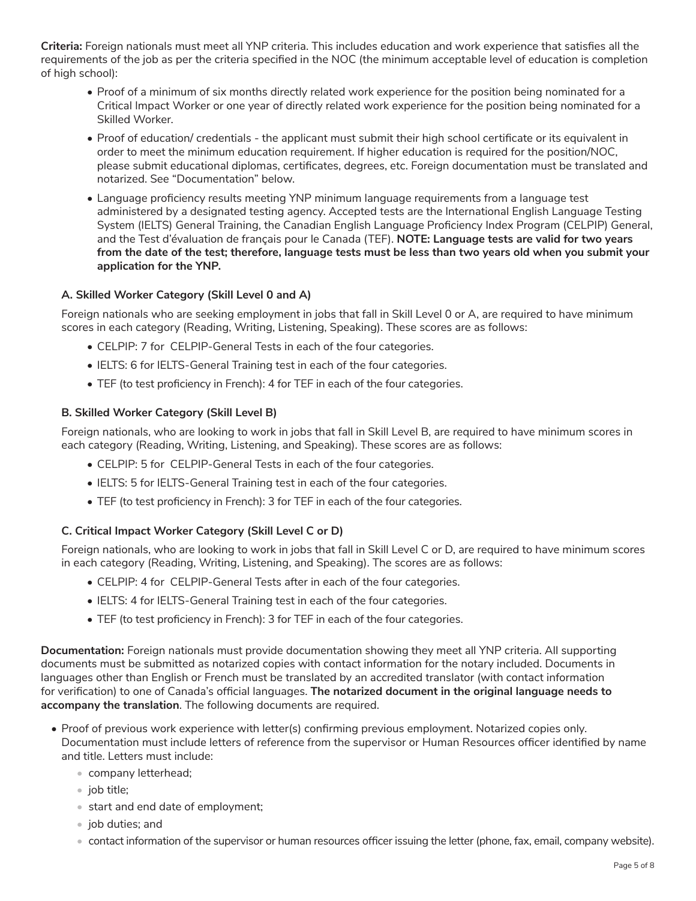**Criteria:** Foreign nationals must meet all YNP criteria. This includes education and work experience that satisfies all the requirements of the job as per the criteria specified in the NOC (the minimum acceptable level of education is completion of high school):

- Proof of a minimum of six months directly related work experience for the position being nominated for a Critical Impact Worker or one year of directly related work experience for the position being nominated for a Skilled Worker.
- Proof of education/ credentials - the applicant must submit their high school certificate or its equivalent in order to meet the minimum education requirement. If higher education is required for the position/NOC, please submit educational diplomas, certificates, degrees, etc. Foreign documentation must be translated and notarized. See "Documentation" below.
- Language proficiency results meeting YNP minimum language requirements from a language test administered by a designated testing agency. Accepted tests are the International English Language Testing System (IELTS) General Training, the Canadian English Language Proficiency Index Program (CELPIP) General, and the Test d'évaluation de français pour le Canada (TEF). **NOTE: Language tests are valid for two years from the date of the test; therefore, language tests must be less than two years old when you submit your application for the YNP.**

### A. Skilled Worker Category (Skill Level 0 and A)

Foreign nationals who are seeking employment in jobs that fall in Skill Level 0 or A, are required to have minimum scores in each category (Reading, Writing, Listening, Speaking). These scores are as follows:

- CELPIP: 7 for CELPIP-General Tests in each of the four categories.
- IELTS: 6 for IELTS-General Training test in each of the four categories.
- TEF (to test proficiency in French): 4 for TEF in each of the four categories.

### B. Skilled Worker Category (Skill Level B)

Foreign nationals, who are looking to work in jobs that fall in Skill Level B, are required to have minimum scores in each category (Reading, Writing, Listening, and Speaking). These scores are as follows:

- CELPIP: 5 for CELPIP-General Tests in each of the four categories.
- IELTS: 5 for IELTS-General Training test in each of the four categories.
- TEF (to test proficiency in French): 3 for TEF in each of the four categories.

### C. Critical Impact Worker Category (Skill Level C or D)

Foreign nationals, who are looking to work in jobs that fall in Skill Level C or D, are required to have minimum scores in each category (Reading, Writing, Listening, and Speaking). The scores are as follows:

- CELPIP: 4 for CELPIP-General Tests after in each of the four categories.
- IELTS: 4 for IELTS-General Training test in each of the four categories.
- TEF (to test proficiency in French): 3 for TEF in each of the four categories.

**Documentation:** Foreign nationals must provide documentation showing they meet all YNP criteria. All supporting documents must be submitted as notarized copies with contact information for the notary included. Documents in languages other than English or French must be translated by an accredited translator (with contact information for verification) to one of Canada's official languages. **The notarized document in the original language needs to accompany the translation**. The following documents are required.

- Proof of previous work experience with letter(s) confirming previous employment. Notarized copies only. Documentation must include letters of reference from the supervisor or Human Resources officer identified by name and title. Letters must include:
  - company letterhead;
  - job title;
  - start and end date of employment;
  - job duties; and
  - contact information of the supervisor or human resources officer issuing the letter (phone, fax, email, company website).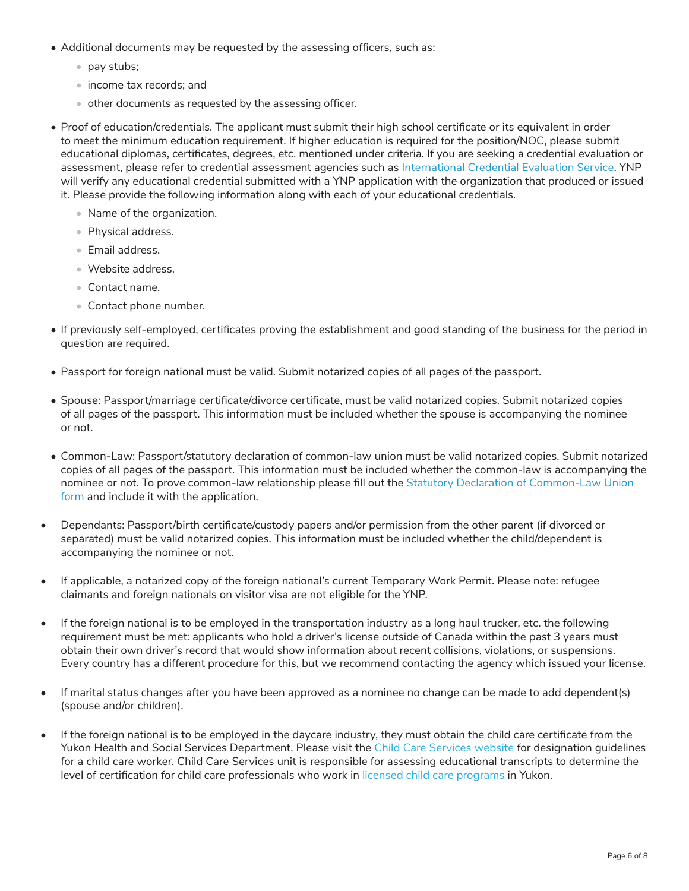- Additional documents may be requested by the assessing officers, such as:
  - pay stubs;
  - income tax records; and
  - other documents as requested by the assessing officer.
- Proof of education/credentials. The applicant must submit their high school certificate or its equivalent in order to meet the minimum education requirement. If higher education is required for the position/NOC, please submit educational diplomas, certificates, degrees, etc. mentioned under criteria. If you are seeking a credential evaluation or assessment, please refer to credential assessment agencies such as International Credential Evaluation Service. YNP will verify any educational credential submitted with a YNP application with the organization that produced or issued it. Please provide the following information along with each of your educational credentials.
  - Name of the organization.
  - Physical address.
  - Email address.
  - Website address.
  - Contact name.
  - Contact phone number.
- If previously self-employed, certificates proving the establishment and good standing of the business for the period in question are required.
- Passport for foreign national must be valid. Submit notarized copies of all pages of the passport.
- Spouse: Passport/marriage certificate/divorce certificate, must be valid notarized copies. Submit notarized copies of all pages of the passport. This information must be included whether the spouse is accompanying the nominee or not.
- Common-Law: Passport/statutory declaration of common-law union must be valid notarized copies. Submit notarized copies of all pages of the passport. This information must be included whether the common-law is accompanying the nominee or not. To prove common-law relationship please fill out the Statutory Declaration of Common-Law Union form and include it with the application.
- Dependants: Passport/birth certificate/custody papers and/or permission from the other parent (if divorced or separated) must be valid notarized copies. This information must be included whether the child/dependent is accompanying the nominee or not.
- If applicable, a notarized copy of the foreign national's current Temporary Work Permit. Please note: refugee claimants and foreign nationals on visitor visa are not eligible for the YNP.
- If the foreign national is to be employed in the transportation industry as a long haul trucker, etc. the following requirement must be met: applicants who hold a driver's license outside of Canada within the past 3 years must obtain their own driver's record that would show information about recent collisions, violations, or suspensions. Every country has a different procedure for this, but we recommend contacting the agency which issued your license.
- If marital status changes after you have been approved as a nominee no change can be made to add dependent(s) (spouse and/or children).
- If the foreign national is to be employed in the daycare industry, they must obtain the child care certificate from the Yukon Health and Social Services Department. Please visit the Child Care Services website for designation guidelines for a child care worker. Child Care Services unit is responsible for assessing educational transcripts to determine the level of certification for child care professionals who work in licensed child care programs in Yukon.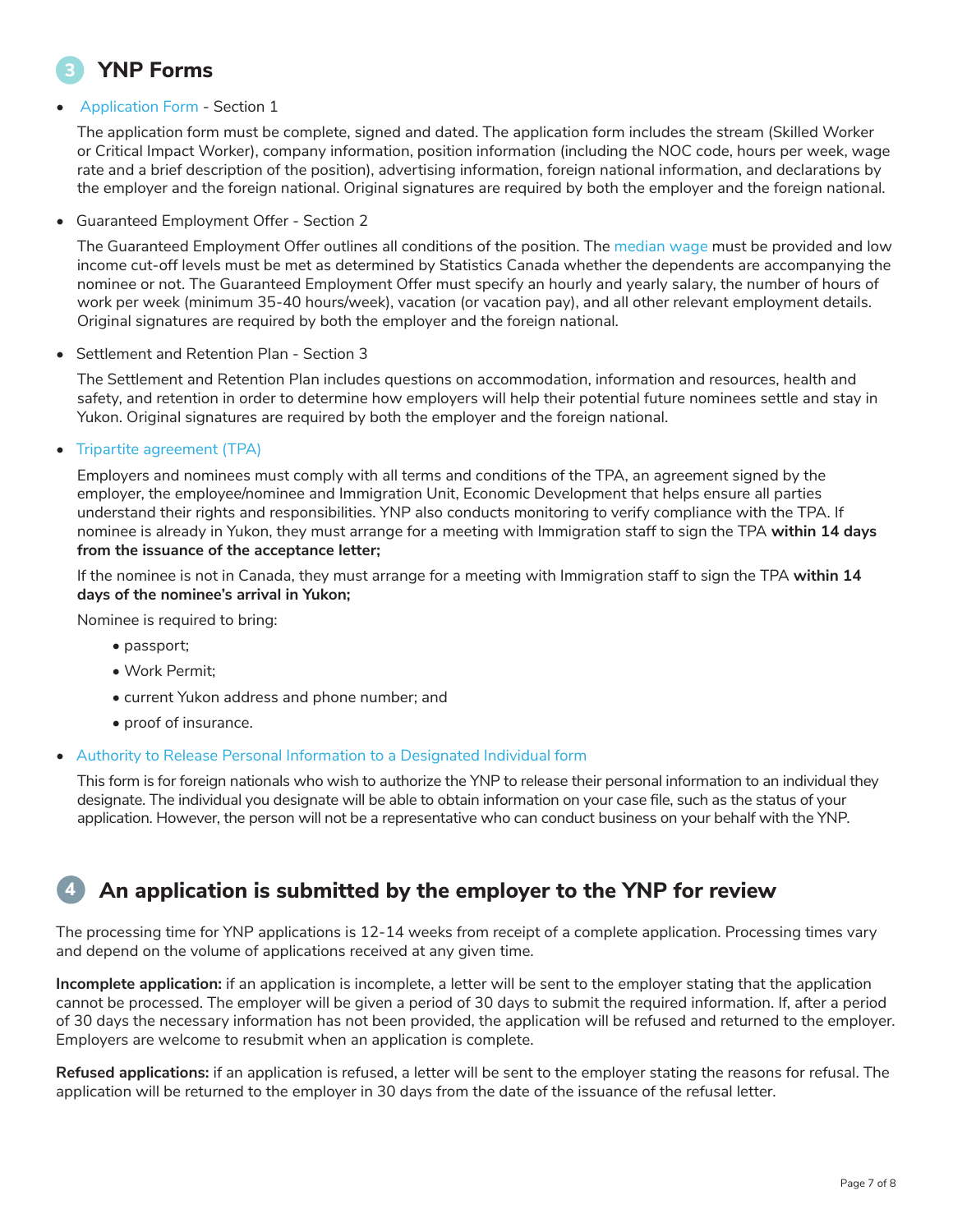## 3 YNP Forms

- Application Form - Section 1

  The application form must be complete, signed and dated. The application form includes the stream (Skilled Worker or Critical Impact Worker), company information, position information (including the NOC code, hours per week, wage rate and a brief description of the position), advertising information, foreign national information, and declarations by the employer and the foreign national. Original signatures are required by both the employer and the foreign national.

- Guaranteed Employment Offer - Section 2

  The Guaranteed Employment Offer outlines all conditions of the position. The median wage must be provided and low income cut-off levels must be met as determined by Statistics Canada whether the dependents are accompanying the nominee or not. The Guaranteed Employment Offer must specify an hourly and yearly salary, the number of hours of work per week (minimum 35-40 hours/week), vacation (or vacation pay), and all other relevant employment details. Original signatures are required by both the employer and the foreign national.

- Settlement and Retention Plan - Section 3

  The Settlement and Retention Plan includes questions on accommodation, information and resources, health and safety, and retention in order to determine how employers will help their potential future nominees settle and stay in Yukon. Original signatures are required by both the employer and the foreign national.

- Tripartite agreement (TPA)

  Employers and nominees must comply with all terms and conditions of the TPA, an agreement signed by the employer, the employee/nominee and Immigration Unit, Economic Development that helps ensure all parties understand their rights and responsibilities. YNP also conducts monitoring to verify compliance with the TPA. If nominee is already in Yukon, they must arrange for a meeting with Immigration staff to sign the TPA **within 14 days from the issuance of the acceptance letter;**

  If the nominee is not in Canada, they must arrange for a meeting with Immigration staff to sign the TPA **within 14 days of the nominee's arrival in Yukon;**

  Nominee is required to bring:

  - passport;
  - Work Permit;
  - current Yukon address and phone number; and
  - proof of insurance.

- Authority to Release Personal Information to a Designated Individual form

  This form is for foreign nationals who wish to authorize the YNP to release their personal information to an individual they designate. The individual you designate will be able to obtain information on your case file, such as the status of your application. However, the person will not be a representative who can conduct business on your behalf with the YNP.

## 4 An application is submitted by the employer to the YNP for review

The processing time for YNP applications is 12-14 weeks from receipt of a complete application. Processing times vary and depend on the volume of applications received at any given time.

**Incomplete application:** if an application is incomplete, a letter will be sent to the employer stating that the application cannot be processed. The employer will be given a period of 30 days to submit the required information. If, after a period of 30 days the necessary information has not been provided, the application will be refused and returned to the employer. Employers are welcome to resubmit when an application is complete.

**Refused applications:** if an application is refused, a letter will be sent to the employer stating the reasons for refusal. The application will be returned to the employer in 30 days from the date of the issuance of the refusal letter.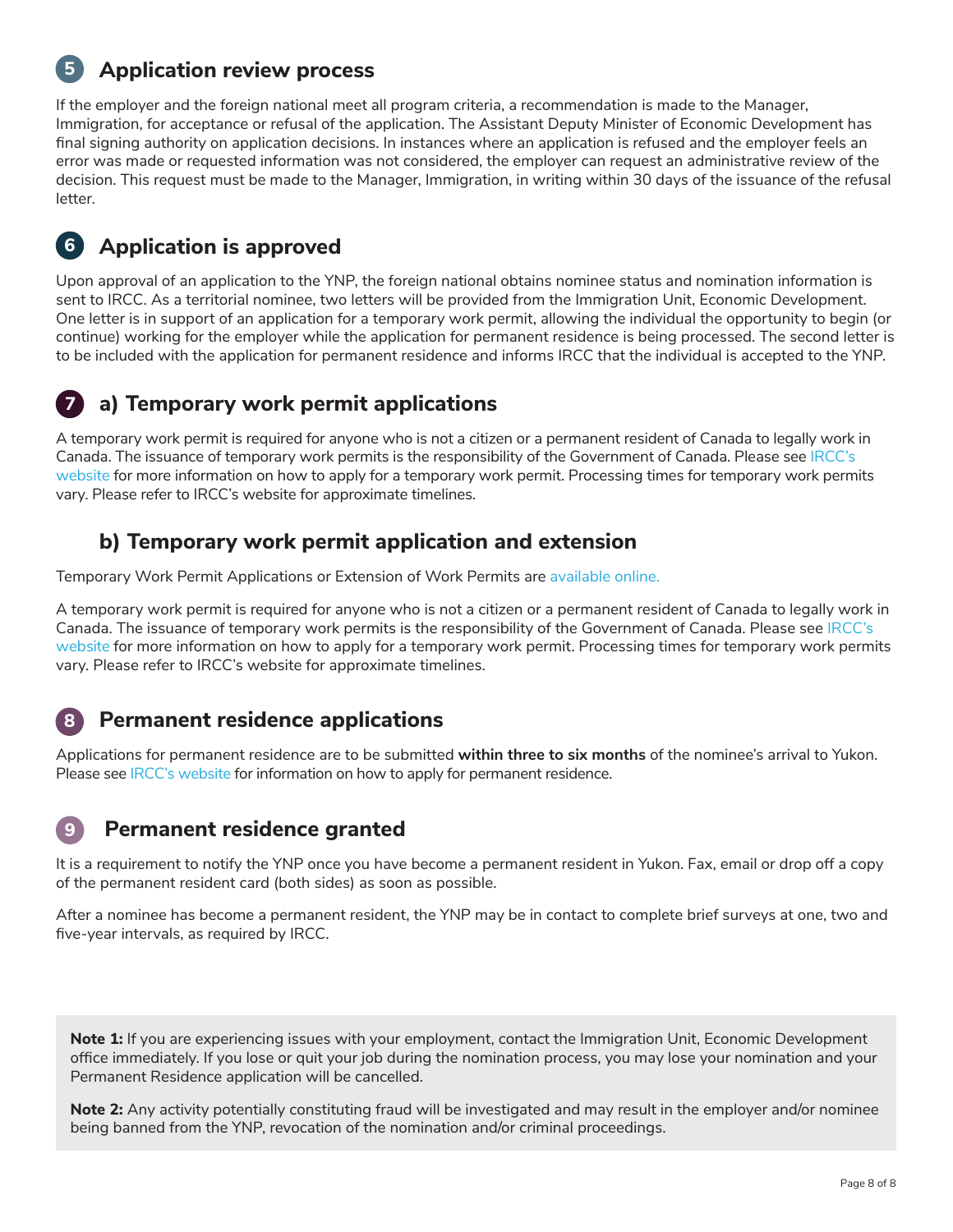## 5 Application review process

If the employer and the foreign national meet all program criteria, a recommendation is made to the Manager, Immigration, for acceptance or refusal of the application. The Assistant Deputy Minister of Economic Development has final signing authority on application decisions. In instances where an application is refused and the employer feels an error was made or requested information was not considered, the employer can request an administrative review of the decision. This request must be made to the Manager, Immigration, in writing within 30 days of the issuance of the refusal letter.

## 6 Application is approved

Upon approval of an application to the YNP, the foreign national obtains nominee status and nomination information is sent to IRCC. As a territorial nominee, two letters will be provided from the Immigration Unit, Economic Development. One letter is in support of an application for a temporary work permit, allowing the individual the opportunity to begin (or continue) working for the employer while the application for permanent residence is being processed. The second letter is to be included with the application for permanent residence and informs IRCC that the individual is accepted to the YNP.

## 7 a) Temporary work permit applications

A temporary work permit is required for anyone who is not a citizen or a permanent resident of Canada to legally work in Canada. The issuance of temporary work permits is the responsibility of the Government of Canada. Please see IRCC's website for more information on how to apply for a temporary work permit. Processing times for temporary work permits vary. Please refer to IRCC's website for approximate timelines.

### b) Temporary work permit application and extension

Temporary Work Permit Applications or Extension of Work Permits are available online.

A temporary work permit is required for anyone who is not a citizen or a permanent resident of Canada to legally work in Canada. The issuance of temporary work permits is the responsibility of the Government of Canada. Please see IRCC's website for more information on how to apply for a temporary work permit. Processing times for temporary work permits vary. Please refer to IRCC's website for approximate timelines.

## 8 Permanent residence applications

Applications for permanent residence are to be submitted **within three to six months** of the nominee's arrival to Yukon. Please see IRCC's website for information on how to apply for permanent residence.

## 9 Permanent residence granted

It is a requirement to notify the YNP once you have become a permanent resident in Yukon. Fax, email or drop off a copy of the permanent resident card (both sides) as soon as possible.

After a nominee has become a permanent resident, the YNP may be in contact to complete brief surveys at one, two and five-year intervals, as required by IRCC.

**Note 1:** If you are experiencing issues with your employment, contact the Immigration Unit, Economic Development office immediately. If you lose or quit your job during the nomination process, you may lose your nomination and your Permanent Residence application will be cancelled.

**Note 2:** Any activity potentially constituting fraud will be investigated and may result in the employer and/or nominee being banned from the YNP, revocation of the nomination and/or criminal proceedings.